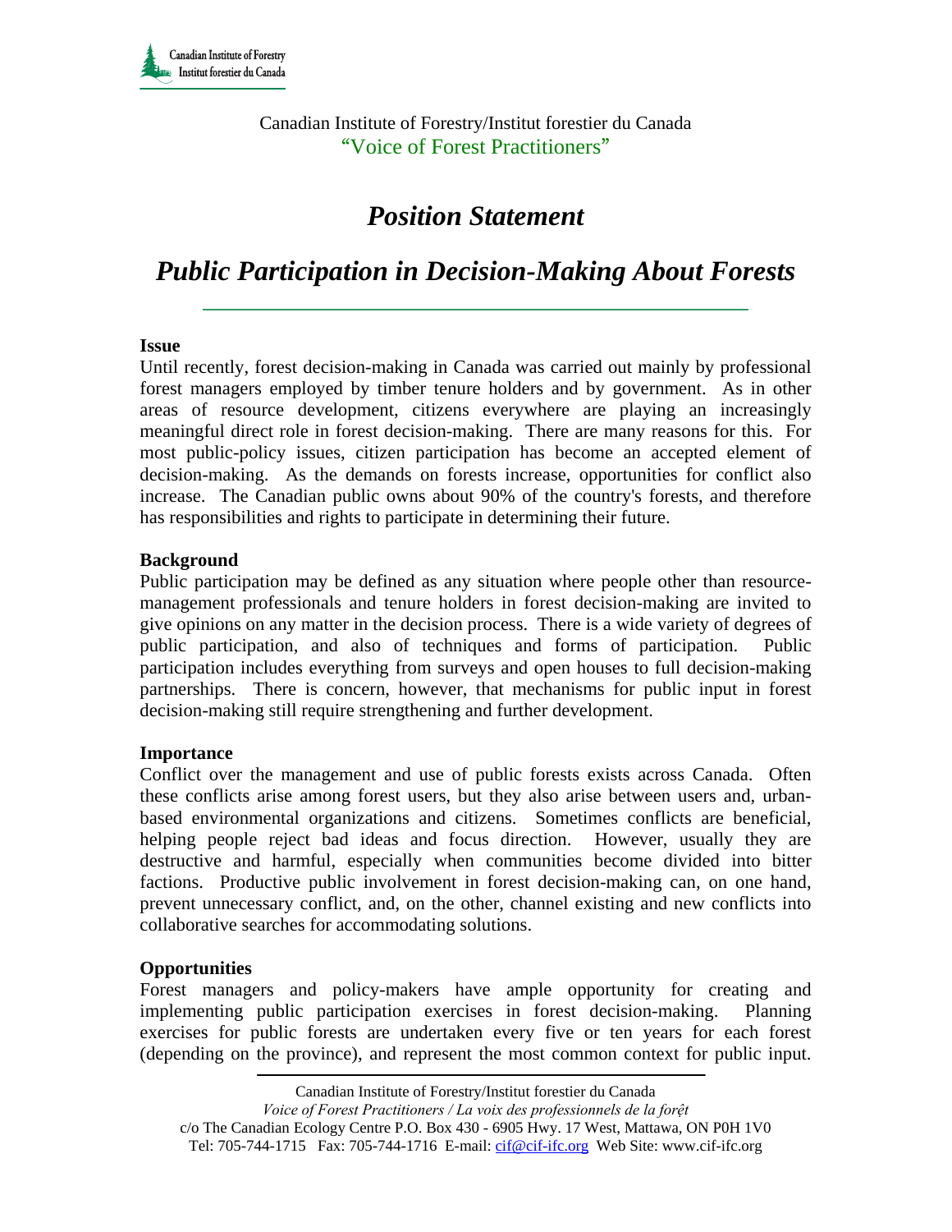Canadian Institute of Forestry/Institut forestier du Canada
"Voice of Forest Practitioners"

# *Position Statement*

# *Public Participation in Decision-Making About Forests*

**Issue**

Until recently, forest decision-making in Canada was carried out mainly by professional forest managers employed by timber tenure holders and by government. As in other areas of resource development, citizens everywhere are playing an increasingly meaningful direct role in forest decision-making. There are many reasons for this. For most public-policy issues, citizen participation has become an accepted element of decision-making. As the demands on forests increase, opportunities for conflict also increase. The Canadian public owns about 90% of the country's forests, and therefore has responsibilities and rights to participate in determining their future.

**Background**

Public participation may be defined as any situation where people other than resource-management professionals and tenure holders in forest decision-making are invited to give opinions on any matter in the decision process. There is a wide variety of degrees of public participation, and also of techniques and forms of participation. Public participation includes everything from surveys and open houses to full decision-making partnerships. There is concern, however, that mechanisms for public input in forest decision-making still require strengthening and further development.

**Importance**

Conflict over the management and use of public forests exists across Canada. Often these conflicts arise among forest users, but they also arise between users and, urban-based environmental organizations and citizens. Sometimes conflicts are beneficial, helping people reject bad ideas and focus direction. However, usually they are destructive and harmful, especially when communities become divided into bitter factions. Productive public involvement in forest decision-making can, on one hand, prevent unnecessary conflict, and, on the other, channel existing and new conflicts into collaborative searches for accommodating solutions.

**Opportunities**

Forest managers and policy-makers have ample opportunity for creating and implementing public participation exercises in forest decision-making. Planning exercises for public forests are undertaken every five or ten years for each forest (depending on the province), and represent the most common context for public input.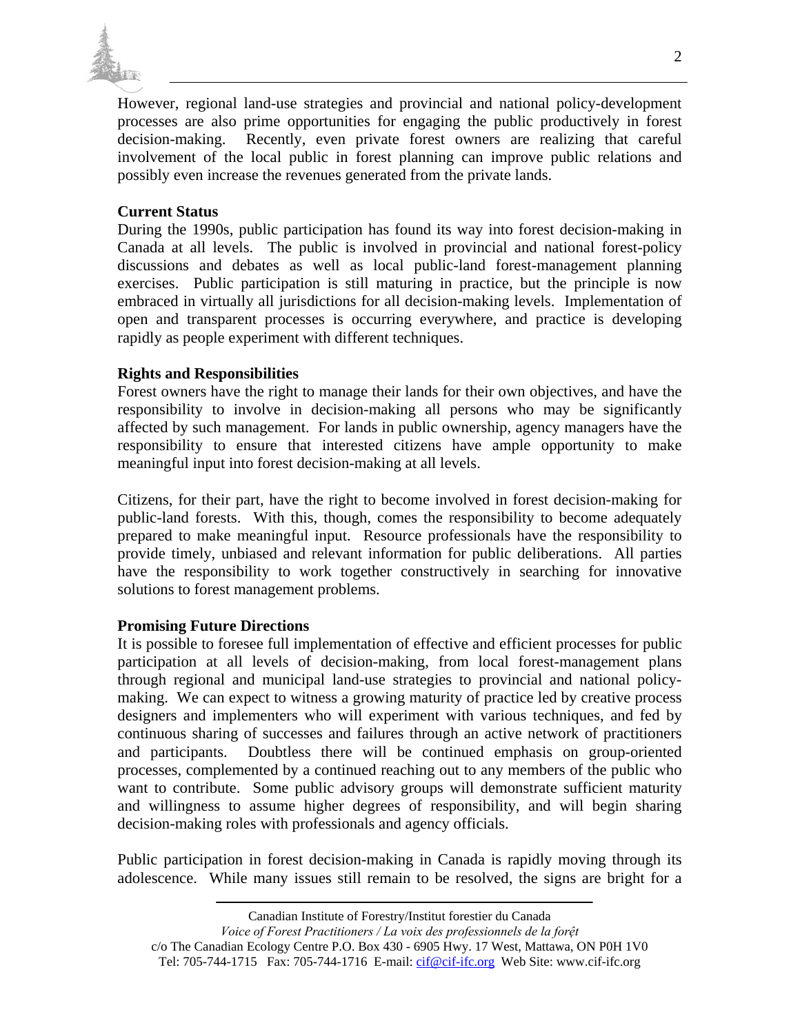However, regional land-use strategies and provincial and national policy-development processes are also prime opportunities for engaging the public productively in forest decision-making. Recently, even private forest owners are realizing that careful involvement of the local public in forest planning can improve public relations and possibly even increase the revenues generated from the private lands.

**Current Status**

During the 1990s, public participation has found its way into forest decision-making in Canada at all levels. The public is involved in provincial and national forest-policy discussions and debates as well as local public-land forest-management planning exercises. Public participation is still maturing in practice, but the principle is now embraced in virtually all jurisdictions for all decision-making levels. Implementation of open and transparent processes is occurring everywhere, and practice is developing rapidly as people experiment with different techniques.

**Rights and Responsibilities**

Forest owners have the right to manage their lands for their own objectives, and have the responsibility to involve in decision-making all persons who may be significantly affected by such management. For lands in public ownership, agency managers have the responsibility to ensure that interested citizens have ample opportunity to make meaningful input into forest decision-making at all levels.

Citizens, for their part, have the right to become involved in forest decision-making for public-land forests. With this, though, comes the responsibility to become adequately prepared to make meaningful input. Resource professionals have the responsibility to provide timely, unbiased and relevant information for public deliberations. All parties have the responsibility to work together constructively in searching for innovative solutions to forest management problems.

**Promising Future Directions**

It is possible to foresee full implementation of effective and efficient processes for public participation at all levels of decision-making, from local forest-management plans through regional and municipal land-use strategies to provincial and national policy-making. We can expect to witness a growing maturity of practice led by creative process designers and implementers who will experiment with various techniques, and fed by continuous sharing of successes and failures through an active network of practitioners and participants. Doubtless there will be continued emphasis on group-oriented processes, complemented by a continued reaching out to any members of the public who want to contribute. Some public advisory groups will demonstrate sufficient maturity and willingness to assume higher degrees of responsibility, and will begin sharing decision-making roles with professionals and agency officials.

Public participation in forest decision-making in Canada is rapidly moving through its adolescence. While many issues still remain to be resolved, the signs are bright for a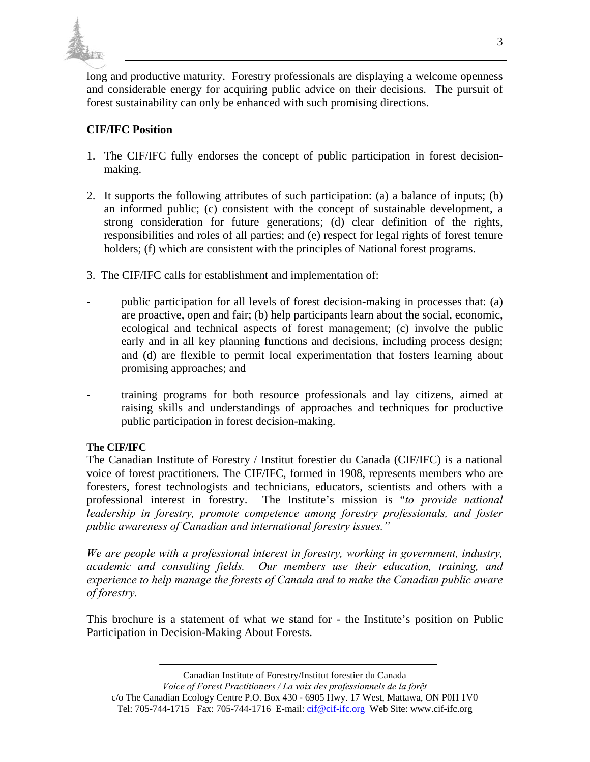long and productive maturity. Forestry professionals are displaying a welcome openness and considerable energy for acquiring public advice on their decisions. The pursuit of forest sustainability can only be enhanced with such promising directions.

## CIF/IFC Position

1. The CIF/IFC fully endorses the concept of public participation in forest decision-making.

2. It supports the following attributes of such participation: (a) a balance of inputs; (b) an informed public; (c) consistent with the concept of sustainable development, a strong consideration for future generations; (d) clear definition of the rights, responsibilities and roles of all parties; and (e) respect for legal rights of forest tenure holders; (f) which are consistent with the principles of National forest programs.

3. The CIF/IFC calls for establishment and implementation of:

- public participation for all levels of forest decision-making in processes that: (a) are proactive, open and fair; (b) help participants learn about the social, economic, ecological and technical aspects of forest management; (c) involve the public early and in all key planning functions and decisions, including process design; and (d) are flexible to permit local experimentation that fosters learning about promising approaches; and

- training programs for both resource professionals and lay citizens, aimed at raising skills and understandings of approaches and techniques for productive public participation in forest decision-making.

**The CIF/IFC**

The Canadian Institute of Forestry / Institut forestier du Canada (CIF/IFC) is a national voice of forest practitioners. The CIF/IFC, formed in 1908, represents members who are foresters, forest technologists and technicians, educators, scientists and others with a professional interest in forestry. The Institute's mission is "*to provide national leadership in forestry, promote competence among forestry professionals, and foster public awareness of Canadian and international forestry issues."*

*We are people with a professional interest in forestry, working in government, industry, academic and consulting fields. Our members use their education, training, and experience to help manage the forests of Canada and to make the Canadian public aware of forestry.*

This brochure is a statement of what we stand for - the Institute's position on Public Participation in Decision-Making About Forests.

Canadian Institute of Forestry/Institut forestier du Canada
*Voice of Forest Practitioners / La voix des professionnels de la forệt*
c/o The Canadian Ecology Centre P.O. Box 430 - 6905 Hwy. 17 West, Mattawa, ON P0H 1V0
Tel: 705-744-1715 Fax: 705-744-1716 E-mail: cif@cif-ifc.org Web Site: www.cif-ifc.org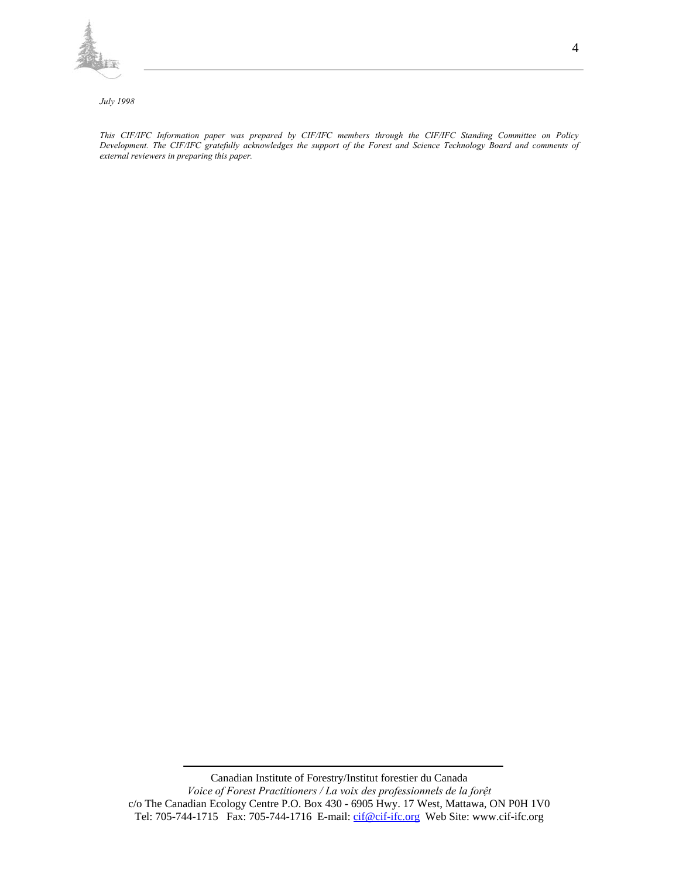*July 1998*

*This CIF/IFC Information paper was prepared by CIF/IFC members through the CIF/IFC Standing Committee on Policy Development. The CIF/IFC gratefully acknowledges the support of the Forest and Science Technology Board and comments of external reviewers in preparing this paper.*

Canadian Institute of Forestry/Institut forestier du Canada
*Voice of Forest Practitioners / La voix des professionnels de la forệt*
c/o The Canadian Ecology Centre P.O. Box 430 - 6905 Hwy. 17 West, Mattawa, ON P0H 1V0
Tel: 705-744-1715 Fax: 705-744-1716 E-mail: cif@cif-ifc.org Web Site: www.cif-ifc.org